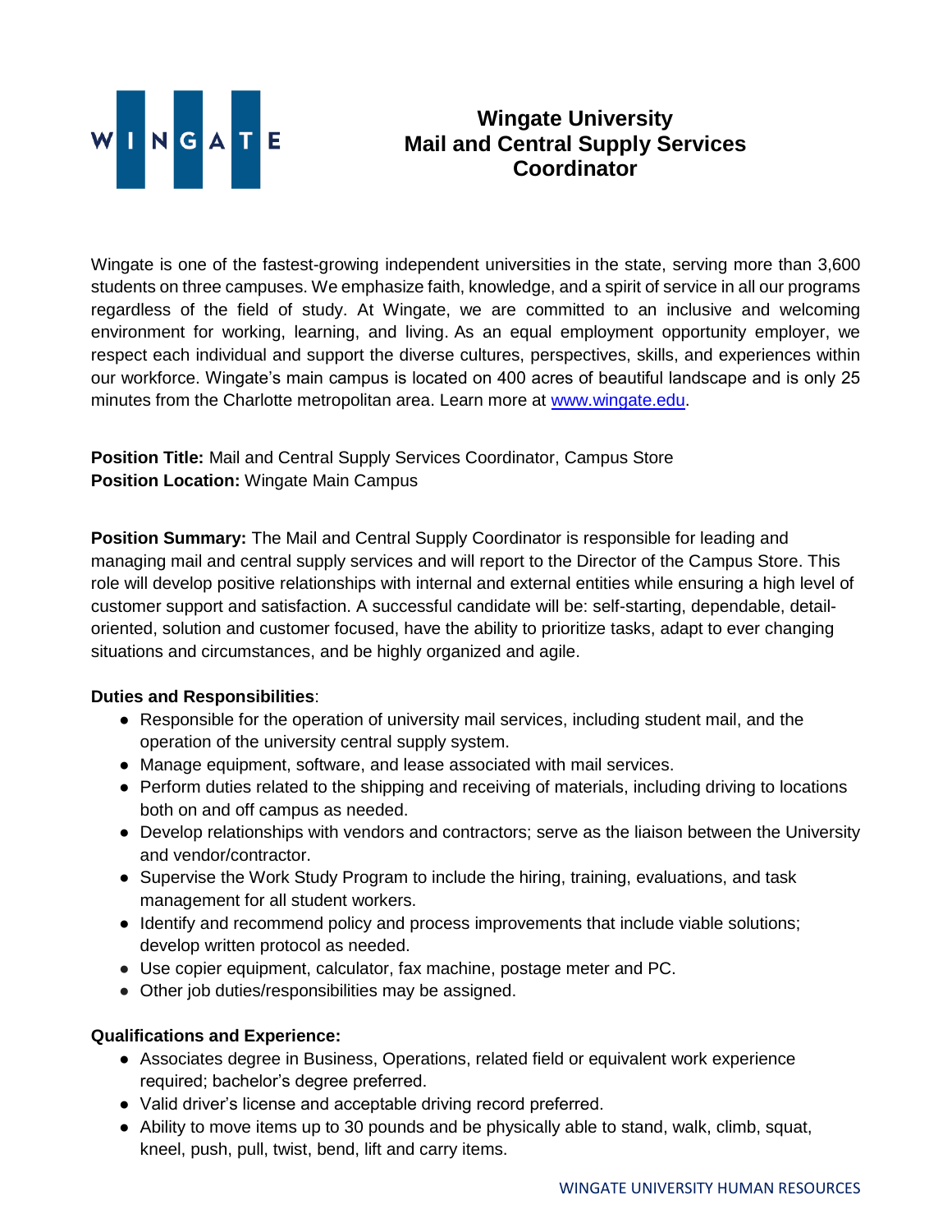# Wingate University
## Mail and Central Supply Services Coordinator

Wingate is one of the fastest-growing independent universities in the state, serving more than 3,600 students on three campuses. We emphasize faith, knowledge, and a spirit of service in all our programs regardless of the field of study. At Wingate, we are committed to an inclusive and welcoming environment for working, learning, and living. As an equal employment opportunity employer, we respect each individual and support the diverse cultures, perspectives, skills, and experiences within our workforce. Wingate's main campus is located on 400 acres of beautiful landscape and is only 25 minutes from the Charlotte metropolitan area. Learn more at www.wingate.edu.

**Position Title:** Mail and Central Supply Services Coordinator, Campus Store
**Position Location:** Wingate Main Campus

**Position Summary:** The Mail and Central Supply Coordinator is responsible for leading and managing mail and central supply services and will report to the Director of the Campus Store. This role will develop positive relationships with internal and external entities while ensuring a high level of customer support and satisfaction. A successful candidate will be: self-starting, dependable, detail-oriented, solution and customer focused, have the ability to prioritize tasks, adapt to ever changing situations and circumstances, and be highly organized and agile.

**Duties and Responsibilities**:

- Responsible for the operation of university mail services, including student mail, and the operation of the university central supply system.
- Manage equipment, software, and lease associated with mail services.
- Perform duties related to the shipping and receiving of materials, including driving to locations both on and off campus as needed.
- Develop relationships with vendors and contractors; serve as the liaison between the University and vendor/contractor.
- Supervise the Work Study Program to include the hiring, training, evaluations, and task management for all student workers.
- Identify and recommend policy and process improvements that include viable solutions; develop written protocol as needed.
- Use copier equipment, calculator, fax machine, postage meter and PC.
- Other job duties/responsibilities may be assigned.

**Qualifications and Experience:**

- Associates degree in Business, Operations, related field or equivalent work experience required; bachelor's degree preferred.
- Valid driver's license and acceptable driving record preferred.
- Ability to move items up to 30 pounds and be physically able to stand, walk, climb, squat, kneel, push, pull, twist, bend, lift and carry items.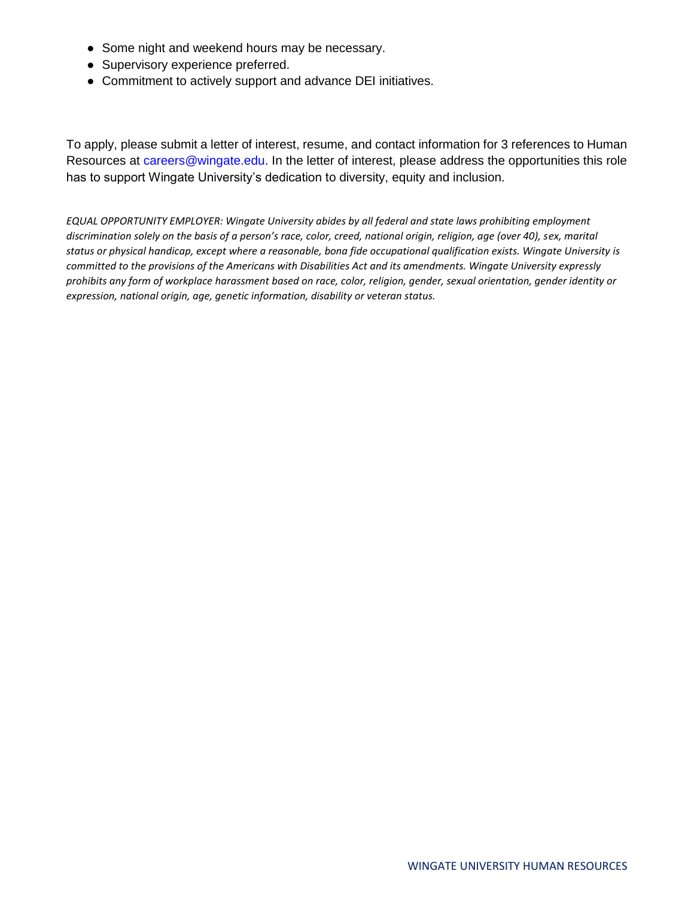- Some night and weekend hours may be necessary.
- Supervisory experience preferred.
- Commitment to actively support and advance DEI initiatives.

To apply, please submit a letter of interest, resume, and contact information for 3 references to Human Resources at careers@wingate.edu. In the letter of interest, please address the opportunities this role has to support Wingate University's dedication to diversity, equity and inclusion.

*EQUAL OPPORTUNITY EMPLOYER: Wingate University abides by all federal and state laws prohibiting employment discrimination solely on the basis of a person's race, color, creed, national origin, religion, age (over 40), sex, marital status or physical handicap, except where a reasonable, bona fide occupational qualification exists. Wingate University is committed to the provisions of the Americans with Disabilities Act and its amendments. Wingate University expressly prohibits any form of workplace harassment based on race, color, religion, gender, sexual orientation, gender identity or expression, national origin, age, genetic information, disability or veteran status.*